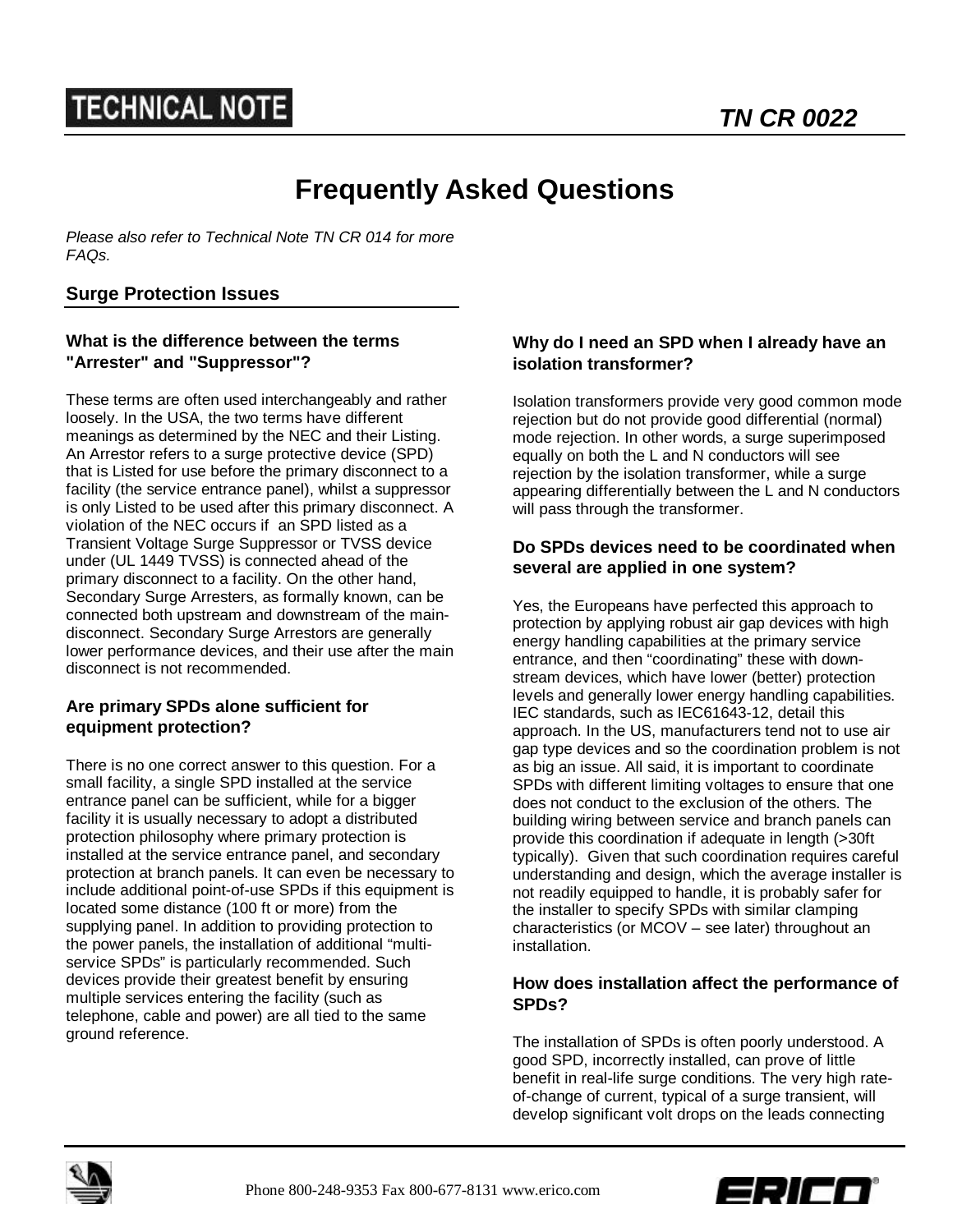# TECHNICAL NOTE

**TN CR 0022**

# Frequently Asked Questions

*Please also refer to Technical Note TN CR 014 for more FAQs.*

## Surge Protection Issues

### What is the difference between the terms "Arrester" and "Suppressor"?

These terms are often used interchangeably and rather loosely. In the USA, the two terms have different meanings as determined by the NEC and their Listing. An Arrestor refers to a surge protective device (SPD) that is Listed for use before the primary disconnect to a facility (the service entrance panel), whilst a suppressor is only Listed to be used after this primary disconnect. A violation of the NEC occurs if an SPD listed as a Transient Voltage Surge Suppressor or TVSS device under (UL 1449 TVSS) is connected ahead of the primary disconnect to a facility. On the other hand, Secondary Surge Arresters, as formally known, can be connected both upstream and downstream of the main-disconnect. Secondary Surge Arrestors are generally lower performance devices, and their use after the main disconnect is not recommended.

### Are primary SPDs alone sufficient for equipment protection?

There is no one correct answer to this question. For a small facility, a single SPD installed at the service entrance panel can be sufficient, while for a bigger facility it is usually necessary to adopt a distributed protection philosophy where primary protection is installed at the service entrance panel, and secondary protection at branch panels. It can even be necessary to include additional point-of-use SPDs if this equipment is located some distance (100 ft or more) from the supplying panel. In addition to providing protection to the power panels, the installation of additional "multi-service SPDs" is particularly recommended. Such devices provide their greatest benefit by ensuring multiple services entering the facility (such as telephone, cable and power) are all tied to the same ground reference.

### Why do I need an SPD when I already have an isolation transformer?

Isolation transformers provide very good common mode rejection but do not provide good differential (normal) mode rejection. In other words, a surge superimposed equally on both the L and N conductors will see rejection by the isolation transformer, while a surge appearing differentially between the L and N conductors will pass through the transformer.

### Do SPDs devices need to be coordinated when several are applied in one system?

Yes, the Europeans have perfected this approach to protection by applying robust air gap devices with high energy handling capabilities at the primary service entrance, and then "coordinating" these with down-stream devices, which have lower (better) protection levels and generally lower energy handling capabilities. IEC standards, such as IEC61643-12, detail this approach. In the US, manufacturers tend not to use air gap type devices and so the coordination problem is not as big an issue. All said, it is important to coordinate SPDs with different limiting voltages to ensure that one does not conduct to the exclusion of the others. The building wiring between service and branch panels can provide this coordination if adequate in length (>30ft typically). Given that such coordination requires careful understanding and design, which the average installer is not readily equipped to handle, it is probably safer for the installer to specify SPDs with similar clamping characteristics (or MCOV – see later) throughout an installation.

### How does installation affect the performance of SPDs?

The installation of SPDs is often poorly understood. A good SPD, incorrectly installed, can prove of little benefit in real-life surge conditions. The very high rate-of-change of current, typical of a surge transient, will develop significant volt drops on the leads connecting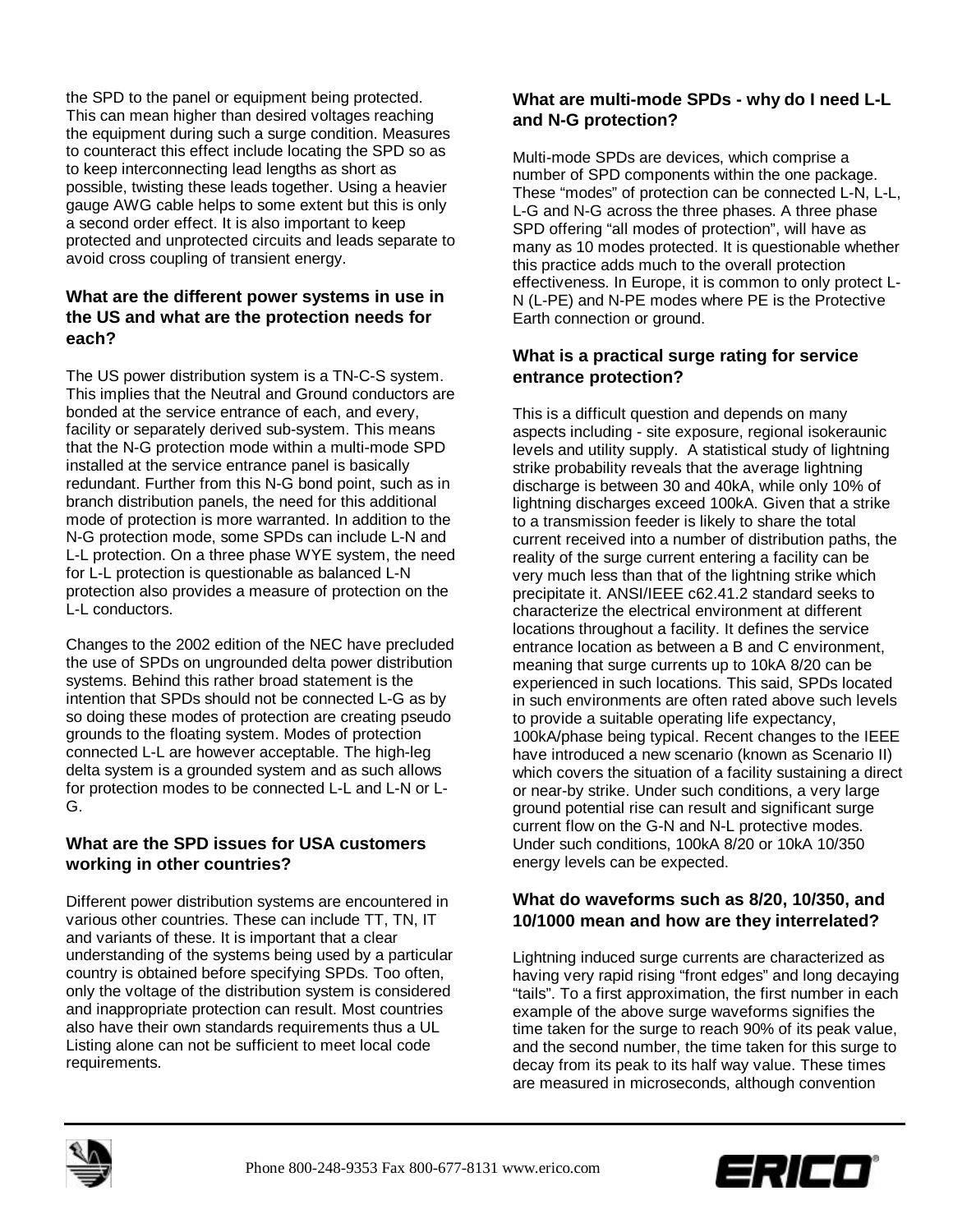the SPD to the panel or equipment being protected. This can mean higher than desired voltages reaching the equipment during such a surge condition. Measures to counteract this effect include locating the SPD so as to keep interconnecting lead lengths as short as possible, twisting these leads together. Using a heavier gauge AWG cable helps to some extent but this is only a second order effect. It is also important to keep protected and unprotected circuits and leads separate to avoid cross coupling of transient energy.

### What are the different power systems in use in the US and what are the protection needs for each?

The US power distribution system is a TN-C-S system. This implies that the Neutral and Ground conductors are bonded at the service entrance of each, and every, facility or separately derived sub-system. This means that the N-G protection mode within a multi-mode SPD installed at the service entrance panel is basically redundant. Further from this N-G bond point, such as in branch distribution panels, the need for this additional mode of protection is more warranted. In addition to the N-G protection mode, some SPDs can include L-N and L-L protection. On a three phase WYE system, the need for L-L protection is questionable as balanced L-N protection also provides a measure of protection on the L-L conductors.

Changes to the 2002 edition of the NEC have precluded the use of SPDs on ungrounded delta power distribution systems. Behind this rather broad statement is the intention that SPDs should not be connected L-G as by so doing these modes of protection are creating pseudo grounds to the floating system. Modes of protection connected L-L are however acceptable. The high-leg delta system is a grounded system and as such allows for protection modes to be connected L-L and L-N or L-G.

### What are the SPD issues for USA customers working in other countries?

Different power distribution systems are encountered in various other countries. These can include TT, TN, IT and variants of these. It is important that a clear understanding of the systems being used by a particular country is obtained before specifying SPDs. Too often, only the voltage of the distribution system is considered and inappropriate protection can result. Most countries also have their own standards requirements thus a UL Listing alone can not be sufficient to meet local code requirements.

### What are multi-mode SPDs - why do I need L-L and N-G protection?

Multi-mode SPDs are devices, which comprise a number of SPD components within the one package. These "modes" of protection can be connected L-N, L-L, L-G and N-G across the three phases. A three phase SPD offering "all modes of protection", will have as many as 10 modes protected. It is questionable whether this practice adds much to the overall protection effectiveness. In Europe, it is common to only protect L-N (L-PE) and N-PE modes where PE is the Protective Earth connection or ground.

### What is a practical surge rating for service entrance protection?

This is a difficult question and depends on many aspects including - site exposure, regional isokeraunic levels and utility supply. A statistical study of lightning strike probability reveals that the average lightning discharge is between 30 and 40kA, while only 10% of lightning discharges exceed 100kA. Given that a strike to a transmission feeder is likely to share the total current received into a number of distribution paths, the reality of the surge current entering a facility can be very much less than that of the lightning strike which precipitate it. ANSI/IEEE c62.41.2 standard seeks to characterize the electrical environment at different locations throughout a facility. It defines the service entrance location as between a B and C environment, meaning that surge currents up to 10kA 8/20 can be experienced in such locations. This said, SPDs located in such environments are often rated above such levels to provide a suitable operating life expectancy, 100kA/phase being typical. Recent changes to the IEEE have introduced a new scenario (known as Scenario II) which covers the situation of a facility sustaining a direct or near-by strike. Under such conditions, a very large ground potential rise can result and significant surge current flow on the G-N and N-L protective modes. Under such conditions, 100kA 8/20 or 10kA 10/350 energy levels can be expected.

### What do waveforms such as 8/20, 10/350, and 10/1000 mean and how are they interrelated?

Lightning induced surge currents are characterized as having very rapid rising "front edges" and long decaying "tails". To a first approximation, the first number in each example of the above surge waveforms signifies the time taken for the surge to reach 90% of its peak value, and the second number, the time taken for this surge to decay from its peak to its half way value. These times are measured in microseconds, although convention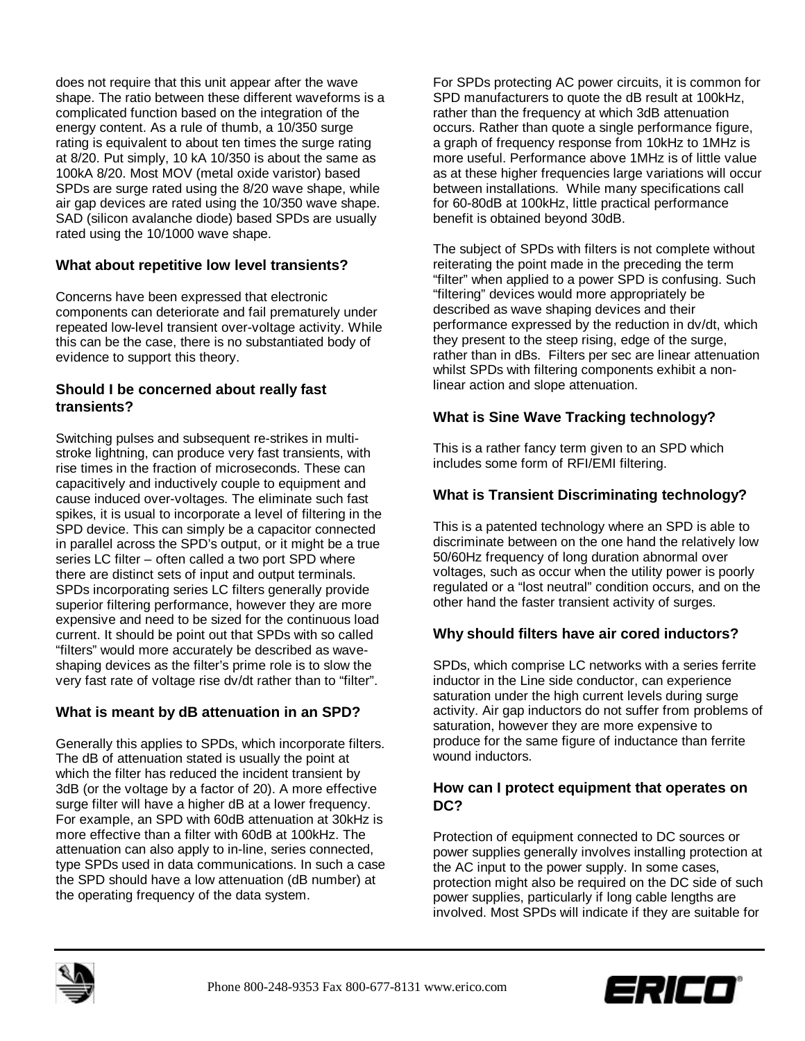does not require that this unit appear after the wave shape. The ratio between these different waveforms is a complicated function based on the integration of the energy content. As a rule of thumb, a 10/350 surge rating is equivalent to about ten times the surge rating at 8/20. Put simply, 10 kA 10/350 is about the same as 100kA 8/20. Most MOV (metal oxide varistor) based SPDs are surge rated using the 8/20 wave shape, while air gap devices are rated using the 10/350 wave shape. SAD (silicon avalanche diode) based SPDs are usually rated using the 10/1000 wave shape.

### What about repetitive low level transients?

Concerns have been expressed that electronic components can deteriorate and fail prematurely under repeated low-level transient over-voltage activity. While this can be the case, there is no substantiated body of evidence to support this theory.

### Should I be concerned about really fast transients?

Switching pulses and subsequent re-strikes in multi-stroke lightning, can produce very fast transients, with rise times in the fraction of microseconds. These can capacitively and inductively couple to equipment and cause induced over-voltages. The eliminate such fast spikes, it is usual to incorporate a level of filtering in the SPD device. This can simply be a capacitor connected in parallel across the SPD's output, or it might be a true series LC filter – often called a two port SPD where there are distinct sets of input and output terminals. SPDs incorporating series LC filters generally provide superior filtering performance, however they are more expensive and need to be sized for the continuous load current. It should be point out that SPDs with so called "filters" would more accurately be described as wave-shaping devices as the filter's prime role is to slow the very fast rate of voltage rise dv/dt rather than to "filter".

### What is meant by dB attenuation in an SPD?

Generally this applies to SPDs, which incorporate filters. The dB of attenuation stated is usually the point at which the filter has reduced the incident transient by 3dB (or the voltage by a factor of 20). A more effective surge filter will have a higher dB at a lower frequency. For example, an SPD with 60dB attenuation at 30kHz is more effective than a filter with 60dB at 100kHz. The attenuation can also apply to in-line, series connected, type SPDs used in data communications. In such a case the SPD should have a low attenuation (dB number) at the operating frequency of the data system.

For SPDs protecting AC power circuits, it is common for SPD manufacturers to quote the dB result at 100kHz, rather than the frequency at which 3dB attenuation occurs. Rather than quote a single performance figure, a graph of frequency response from 10kHz to 1MHz is more useful. Performance above 1MHz is of little value as at these higher frequencies large variations will occur between installations. While many specifications call for 60-80dB at 100kHz, little practical performance benefit is obtained beyond 30dB.

The subject of SPDs with filters is not complete without reiterating the point made in the preceding the term "filter" when applied to a power SPD is confusing. Such "filtering" devices would more appropriately be described as wave shaping devices and their performance expressed by the reduction in dv/dt, which they present to the steep rising, edge of the surge, rather than in dBs. Filters per sec are linear attenuation whilst SPDs with filtering components exhibit a non-linear action and slope attenuation.

### What is Sine Wave Tracking technology?

This is a rather fancy term given to an SPD which includes some form of RFI/EMI filtering.

### What is Transient Discriminating technology?

This is a patented technology where an SPD is able to discriminate between on the one hand the relatively low 50/60Hz frequency of long duration abnormal over voltages, such as occur when the utility power is poorly regulated or a "lost neutral" condition occurs, and on the other hand the faster transient activity of surges.

### Why should filters have air cored inductors?

SPDs, which comprise LC networks with a series ferrite inductor in the Line side conductor, can experience saturation under the high current levels during surge activity. Air gap inductors do not suffer from problems of saturation, however they are more expensive to produce for the same figure of inductance than ferrite wound inductors.

### How can I protect equipment that operates on DC?

Protection of equipment connected to DC sources or power supplies generally involves installing protection at the AC input to the power supply. In some cases, protection might also be required on the DC side of such power supplies, particularly if long cable lengths are involved. Most SPDs will indicate if they are suitable for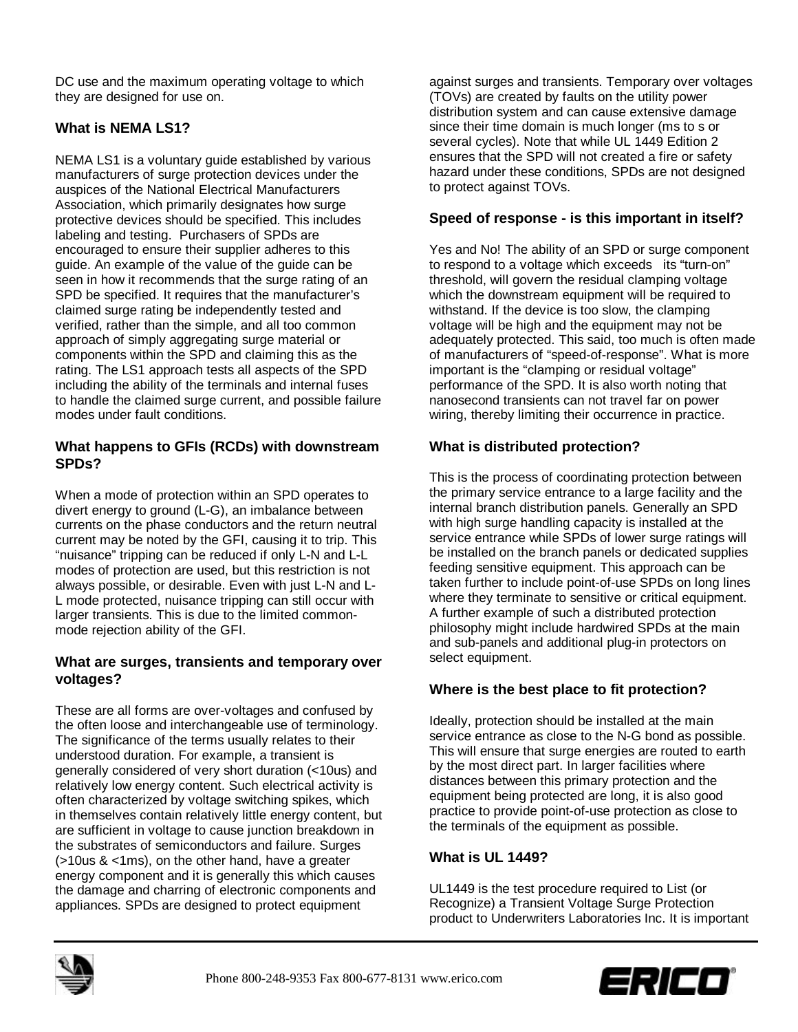DC use and the maximum operating voltage to which they are designed for use on.

### What is NEMA LS1?

NEMA LS1 is a voluntary guide established by various manufacturers of surge protection devices under the auspices of the National Electrical Manufacturers Association, which primarily designates how surge protective devices should be specified. This includes labeling and testing. Purchasers of SPDs are encouraged to ensure their supplier adheres to this guide. An example of the value of the guide can be seen in how it recommends that the surge rating of an SPD be specified. It requires that the manufacturer's claimed surge rating be independently tested and verified, rather than the simple, and all too common approach of simply aggregating surge material or components within the SPD and claiming this as the rating. The LS1 approach tests all aspects of the SPD including the ability of the terminals and internal fuses to handle the claimed surge current, and possible failure modes under fault conditions.

### What happens to GFIs (RCDs) with downstream SPDs?

When a mode of protection within an SPD operates to divert energy to ground (L-G), an imbalance between currents on the phase conductors and the return neutral current may be noted by the GFI, causing it to trip. This "nuisance" tripping can be reduced if only L-N and L-L modes of protection are used, but this restriction is not always possible, or desirable. Even with just L-N and L-L mode protected, nuisance tripping can still occur with larger transients. This is due to the limited common-mode rejection ability of the GFI.

### What are surges, transients and temporary over voltages?

These are all forms are over-voltages and confused by the often loose and interchangeable use of terminology. The significance of the terms usually relates to their understood duration. For example, a transient is generally considered of very short duration (<10us) and relatively low energy content. Such electrical activity is often characterized by voltage switching spikes, which in themselves contain relatively little energy content, but are sufficient in voltage to cause junction breakdown in the substrates of semiconductors and failure. Surges (>10us & <1ms), on the other hand, have a greater energy component and it is generally this which causes the damage and charring of electronic components and appliances. SPDs are designed to protect equipment against surges and transients. Temporary over voltages (TOVs) are created by faults on the utility power distribution system and can cause extensive damage since their time domain is much longer (ms to s or several cycles). Note that while UL 1449 Edition 2 ensures that the SPD will not created a fire or safety hazard under these conditions, SPDs are not designed to protect against TOVs.

### Speed of response - is this important in itself?

Yes and No! The ability of an SPD or surge component to respond to a voltage which exceeds its "turn-on" threshold, will govern the residual clamping voltage which the downstream equipment will be required to withstand. If the device is too slow, the clamping voltage will be high and the equipment may not be adequately protected. This said, too much is often made of manufacturers of "speed-of-response". What is more important is the "clamping or residual voltage" performance of the SPD. It is also worth noting that nanosecond transients can not travel far on power wiring, thereby limiting their occurrence in practice.

### What is distributed protection?

This is the process of coordinating protection between the primary service entrance to a large facility and the internal branch distribution panels. Generally an SPD with high surge handling capacity is installed at the service entrance while SPDs of lower surge ratings will be installed on the branch panels or dedicated supplies feeding sensitive equipment. This approach can be taken further to include point-of-use SPDs on long lines where they terminate to sensitive or critical equipment. A further example of such a distributed protection philosophy might include hardwired SPDs at the main and sub-panels and additional plug-in protectors on select equipment.

### Where is the best place to fit protection?

Ideally, protection should be installed at the main service entrance as close to the N-G bond as possible. This will ensure that surge energies are routed to earth by the most direct part. In larger facilities where distances between this primary protection and the equipment being protected are long, it is also good practice to provide point-of-use protection as close to the terminals of the equipment as possible.

### What is UL 1449?

UL1449 is the test procedure required to List (or Recognize) a Transient Voltage Surge Protection product to Underwriters Laboratories Inc. It is important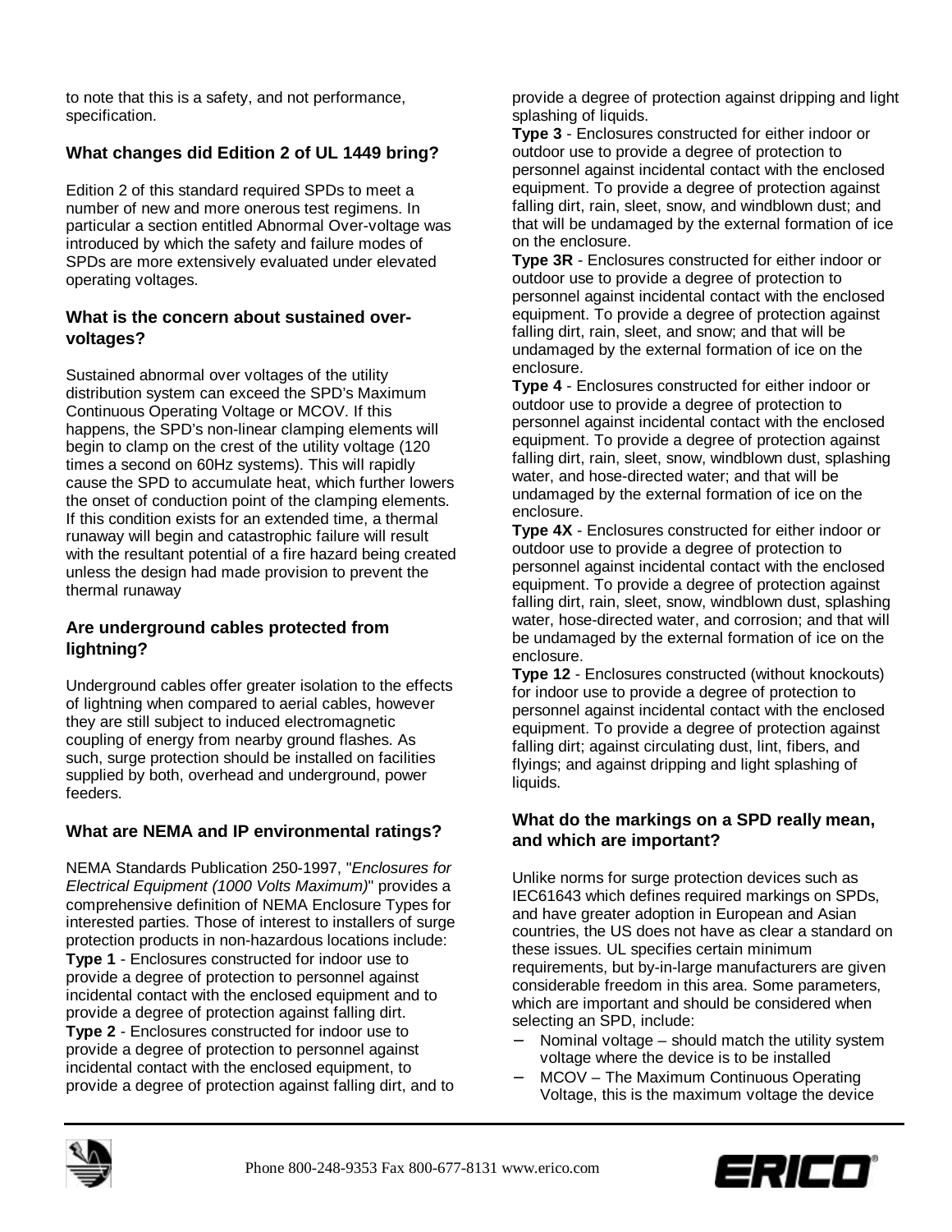to note that this is a safety, and not performance, specification.

### What changes did Edition 2 of UL 1449 bring?

Edition 2 of this standard required SPDs to meet a number of new and more onerous test regimens. In particular a section entitled Abnormal Over-voltage was introduced by which the safety and failure modes of SPDs are more extensively evaluated under elevated operating voltages.

### What is the concern about sustained over-voltages?

Sustained abnormal over voltages of the utility distribution system can exceed the SPD's Maximum Continuous Operating Voltage or MCOV. If this happens, the SPD's non-linear clamping elements will begin to clamp on the crest of the utility voltage (120 times a second on 60Hz systems). This will rapidly cause the SPD to accumulate heat, which further lowers the onset of conduction point of the clamping elements. If this condition exists for an extended time, a thermal runaway will begin and catastrophic failure will result with the resultant potential of a fire hazard being created unless the design had made provision to prevent the thermal runaway

### Are underground cables protected from lightning?

Underground cables offer greater isolation to the effects of lightning when compared to aerial cables, however they are still subject to induced electromagnetic coupling of energy from nearby ground flashes. As such, surge protection should be installed on facilities supplied by both, overhead and underground, power feeders.

### What are NEMA and IP environmental ratings?

NEMA Standards Publication 250-1997, "*Enclosures for Electrical Equipment (1000 Volts Maximum)*" provides a comprehensive definition of NEMA Enclosure Types for interested parties. Those of interest to installers of surge protection products in non-hazardous locations include:

**Type 1** - Enclosures constructed for indoor use to provide a degree of protection to personnel against incidental contact with the enclosed equipment and to provide a degree of protection against falling dirt.

**Type 2** - Enclosures constructed for indoor use to provide a degree of protection to personnel against incidental contact with the enclosed equipment, to provide a degree of protection against falling dirt, and to provide a degree of protection against dripping and light splashing of liquids.

**Type 3** - Enclosures constructed for either indoor or outdoor use to provide a degree of protection to personnel against incidental contact with the enclosed equipment. To provide a degree of protection against falling dirt, rain, sleet, snow, and windblown dust; and that will be undamaged by the external formation of ice on the enclosure.

**Type 3R** - Enclosures constructed for either indoor or outdoor use to provide a degree of protection to personnel against incidental contact with the enclosed equipment. To provide a degree of protection against falling dirt, rain, sleet, and snow; and that will be undamaged by the external formation of ice on the enclosure.

**Type 4** - Enclosures constructed for either indoor or outdoor use to provide a degree of protection to personnel against incidental contact with the enclosed equipment. To provide a degree of protection against falling dirt, rain, sleet, snow, windblown dust, splashing water, and hose-directed water; and that will be undamaged by the external formation of ice on the enclosure.

**Type 4X** - Enclosures constructed for either indoor or outdoor use to provide a degree of protection to personnel against incidental contact with the enclosed equipment. To provide a degree of protection against falling dirt, rain, sleet, snow, windblown dust, splashing water, hose-directed water, and corrosion; and that will be undamaged by the external formation of ice on the enclosure.

**Type 12** - Enclosures constructed (without knockouts) for indoor use to provide a degree of protection to personnel against incidental contact with the enclosed equipment. To provide a degree of protection against falling dirt; against circulating dust, lint, fibers, and flyings; and against dripping and light splashing of liquids.

### What do the markings on a SPD really mean, and which are important?

Unlike norms for surge protection devices such as IEC61643 which defines required markings on SPDs, and have greater adoption in European and Asian countries, the US does not have as clear a standard on these issues. UL specifies certain minimum requirements, but by-in-large manufacturers are given considerable freedom in this area. Some parameters, which are important and should be considered when selecting an SPD, include:

- Nominal voltage – should match the utility system voltage where the device is to be installed
- MCOV – The Maximum Continuous Operating Voltage, this is the maximum voltage the device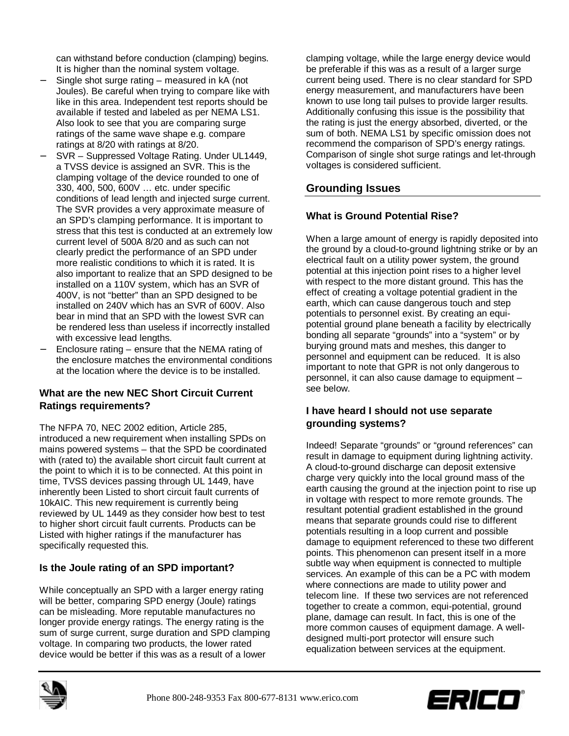can withstand before conduction (clamping) begins. It is higher than the nominal system voltage.

- Single shot surge rating – measured in kA (not Joules). Be careful when trying to compare like with like in this area. Independent test reports should be available if tested and labeled as per NEMA LS1. Also look to see that you are comparing surge ratings of the same wave shape e.g. compare ratings at 8/20 with ratings at 8/20.
- SVR – Suppressed Voltage Rating. Under UL1449, a TVSS device is assigned an SVR. This is the clamping voltage of the device rounded to one of 330, 400, 500, 600V … etc. under specific conditions of lead length and injected surge current. The SVR provides a very approximate measure of an SPD's clamping performance. It is important to stress that this test is conducted at an extremely low current level of 500A 8/20 and as such can not clearly predict the performance of an SPD under more realistic conditions to which it is rated. It is also important to realize that an SPD designed to be installed on a 110V system, which has an SVR of 400V, is not "better" than an SPD designed to be installed on 240V which has an SVR of 600V. Also bear in mind that an SPD with the lowest SVR can be rendered less than useless if incorrectly installed with excessive lead lengths.
- Enclosure rating – ensure that the NEMA rating of the enclosure matches the environmental conditions at the location where the device is to be installed.

### What are the new NEC Short Circuit Current Ratings requirements?

The NFPA 70, NEC 2002 edition, Article 285, introduced a new requirement when installing SPDs on mains powered systems – that the SPD be coordinated with (rated to) the available short circuit fault current at the point to which it is to be connected. At this point in time, TVSS devices passing through UL 1449, have inherently been Listed to short circuit fault currents of 10kAIC. This new requirement is currently being reviewed by UL 1449 as they consider how best to test to higher short circuit fault currents. Products can be Listed with higher ratings if the manufacturer has specifically requested this.

### Is the Joule rating of an SPD important?

While conceptually an SPD with a larger energy rating will be better, comparing SPD energy (Joule) ratings can be misleading. More reputable manufactures no longer provide energy ratings. The energy rating is the sum of surge current, surge duration and SPD clamping voltage. In comparing two products, the lower rated device would be better if this was as a result of a lower clamping voltage, while the large energy device would be preferable if this was as a result of a larger surge current being used. There is no clear standard for SPD energy measurement, and manufacturers have been known to use long tail pulses to provide larger results. Additionally confusing this issue is the possibility that the rating is just the energy absorbed, diverted, or the sum of both. NEMA LS1 by specific omission does not recommend the comparison of SPD's energy ratings. Comparison of single shot surge ratings and let-through voltages is considered sufficient.

## Grounding Issues

### What is Ground Potential Rise?

When a large amount of energy is rapidly deposited into the ground by a cloud-to-ground lightning strike or by an electrical fault on a utility power system, the ground potential at this injection point rises to a higher level with respect to the more distant ground. This has the effect of creating a voltage potential gradient in the earth, which can cause dangerous touch and step potentials to personnel exist. By creating an equi-potential ground plane beneath a facility by electrically bonding all separate "grounds" into a "system" or by burying ground mats and meshes, this danger to personnel and equipment can be reduced. It is also important to note that GPR is not only dangerous to personnel, it can also cause damage to equipment – see below.

### I have heard I should not use separate grounding systems?

Indeed! Separate "grounds" or "ground references" can result in damage to equipment during lightning activity. A cloud-to-ground discharge can deposit extensive charge very quickly into the local ground mass of the earth causing the ground at the injection point to rise up in voltage with respect to more remote grounds. The resultant potential gradient established in the ground means that separate grounds could rise to different potentials resulting in a loop current and possible damage to equipment referenced to these two different points. This phenomenon can present itself in a more subtle way when equipment is connected to multiple services. An example of this can be a PC with modem where connections are made to utility power and telecom line. If these two services are not referenced together to create a common, equi-potential, ground plane, damage can result. In fact, this is one of the more common causes of equipment damage. A well-designed multi-port protector will ensure such equalization between services at the equipment.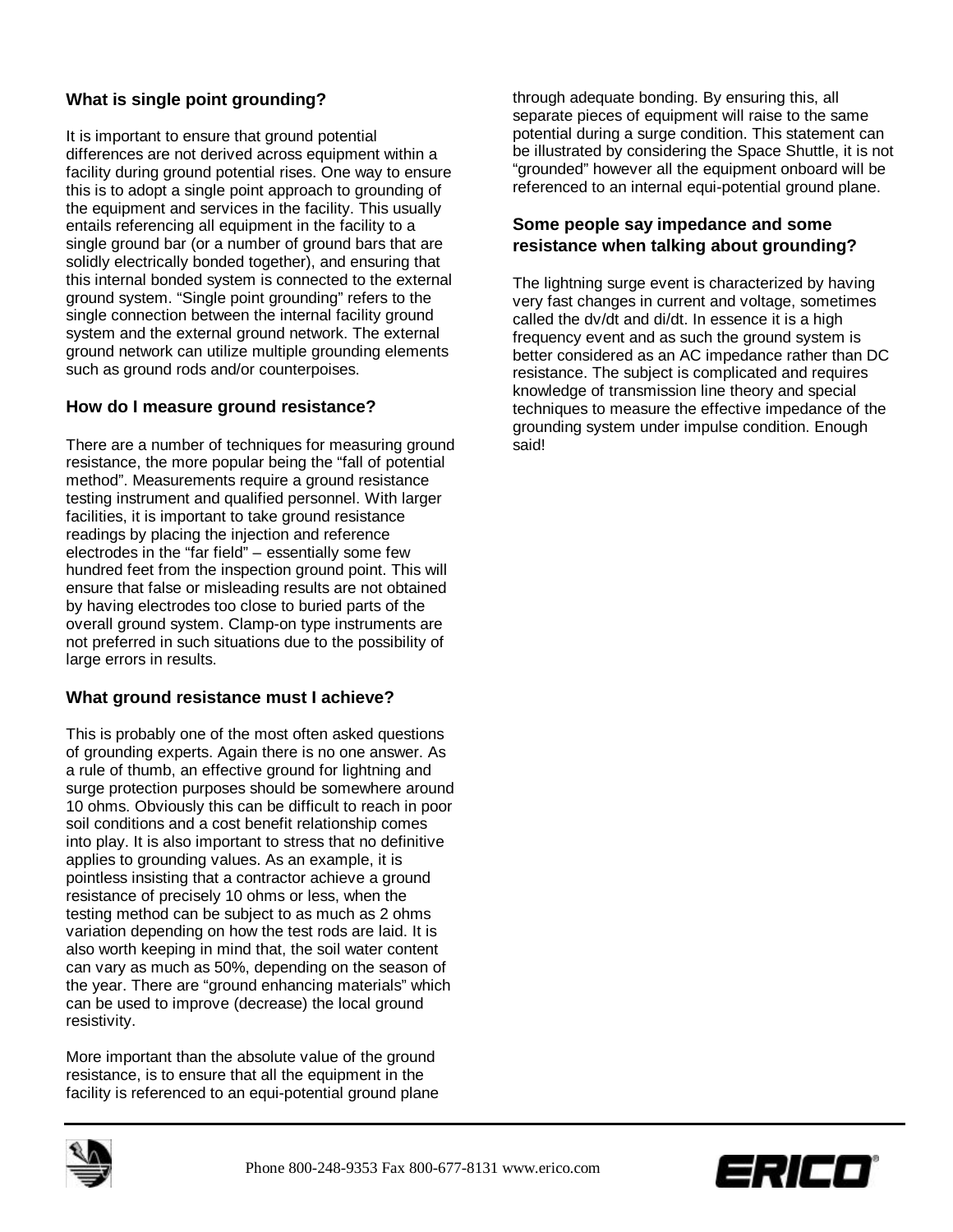## What is single point grounding?

It is important to ensure that ground potential differences are not derived across equipment within a facility during ground potential rises. One way to ensure this is to adopt a single point approach to grounding of the equipment and services in the facility. This usually entails referencing all equipment in the facility to a single ground bar (or a number of ground bars that are solidly electrically bonded together), and ensuring that this internal bonded system is connected to the external ground system. "Single point grounding" refers to the single connection between the internal facility ground system and the external ground network. The external ground network can utilize multiple grounding elements such as ground rods and/or counterpoises.

## How do I measure ground resistance?

There are a number of techniques for measuring ground resistance, the more popular being the "fall of potential method". Measurements require a ground resistance testing instrument and qualified personnel. With larger facilities, it is important to take ground resistance readings by placing the injection and reference electrodes in the "far field" – essentially some few hundred feet from the inspection ground point. This will ensure that false or misleading results are not obtained by having electrodes too close to buried parts of the overall ground system. Clamp-on type instruments are not preferred in such situations due to the possibility of large errors in results.

## What ground resistance must I achieve?

This is probably one of the most often asked questions of grounding experts. Again there is no one answer. As a rule of thumb, an effective ground for lightning and surge protection purposes should be somewhere around 10 ohms. Obviously this can be difficult to reach in poor soil conditions and a cost benefit relationship comes into play. It is also important to stress that no definitive applies to grounding values. As an example, it is pointless insisting that a contractor achieve a ground resistance of precisely 10 ohms or less, when the testing method can be subject to as much as 2 ohms variation depending on how the test rods are laid. It is also worth keeping in mind that, the soil water content can vary as much as 50%, depending on the season of the year. There are "ground enhancing materials" which can be used to improve (decrease) the local ground resistivity.

More important than the absolute value of the ground resistance, is to ensure that all the equipment in the facility is referenced to an equi-potential ground plane through adequate bonding. By ensuring this, all separate pieces of equipment will raise to the same potential during a surge condition. This statement can be illustrated by considering the Space Shuttle, it is not "grounded" however all the equipment onboard will be referenced to an internal equi-potential ground plane.

## Some people say impedance and some resistance when talking about grounding?

The lightning surge event is characterized by having very fast changes in current and voltage, sometimes called the dv/dt and di/dt. In essence it is a high frequency event and as such the ground system is better considered as an AC impedance rather than DC resistance. The subject is complicated and requires knowledge of transmission line theory and special techniques to measure the effective impedance of the grounding system under impulse condition. Enough said!